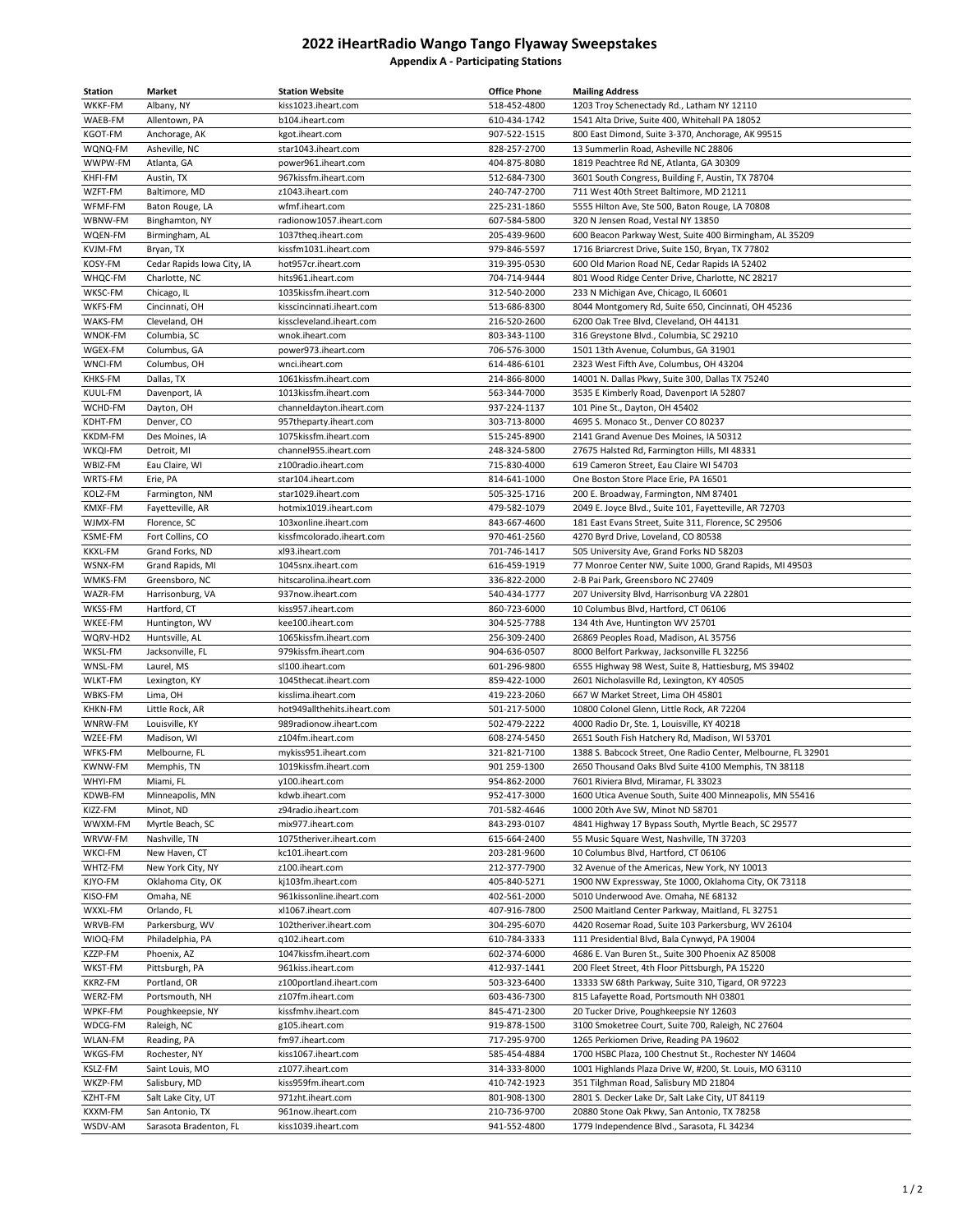# 2022 iHeartRadio Wango Tango Flyaway Sweepstakes

## Appendix A - Participating Stations

| Station | Market | Station Website | Office Phone | Mailing Address |
|---|---|---|---|---|
| WKKF-FM | Albany, NY | kiss1023.iheart.com | 518-452-4800 | 1203 Troy Schenectady Rd., Latham NY 12110 |
| WAEB-FM | Allentown, PA | b104.iheart.com | 610-434-1742 | 1541 Alta Drive, Suite 400, Whitehall PA 18052 |
| KGOT-FM | Anchorage, AK | kgot.iheart.com | 907-522-1515 | 800 East Dimond, Suite 3-370, Anchorage, AK 99515 |
| WQNQ-FM | Asheville, NC | star1043.iheart.com | 828-257-2700 | 13 Summerlin Road, Asheville NC 28806 |
| WWPW-FM | Atlanta, GA | power961.iheart.com | 404-875-8080 | 1819 Peachtree Rd NE, Atlanta, GA 30309 |
| KHFI-FM | Austin, TX | 967kissfm.iheart.com | 512-684-7300 | 3601 South Congress, Building F, Austin, TX 78704 |
| WZFT-FM | Baltimore, MD | z1043.iheart.com | 240-747-2700 | 711 West 40th Street Baltimore, MD 21211 |
| WFMF-FM | Baton Rouge, LA | wfmf.iheart.com | 225-231-1860 | 5555 Hilton Ave, Ste 500, Baton Rouge, LA 70808 |
| WBNW-FM | Binghamton, NY | radionow1057.iheart.com | 607-584-5800 | 320 N Jensen Road, Vestal NY 13850 |
| WQEN-FM | Birmingham, AL | 1037theq.iheart.com | 205-439-9600 | 600 Beacon Parkway West, Suite 400 Birmingham, AL 35209 |
| KVJM-FM | Bryan, TX | kissfm1031.iheart.com | 979-846-5597 | 1716 Briarcrest Drive, Suite 150, Bryan, TX 77802 |
| KOSY-FM | Cedar Rapids Iowa City, IA | hot957cr.iheart.com | 319-395-0530 | 600 Old Marion Road NE, Cedar Rapids IA 52402 |
| WHQC-FM | Charlotte, NC | hits961.iheart.com | 704-714-9444 | 801 Wood Ridge Center Drive, Charlotte, NC 28217 |
| WKSC-FM | Chicago, IL | 1035kissfm.iheart.com | 312-540-2000 | 233 N Michigan Ave, Chicago, IL 60601 |
| WKFS-FM | Cincinnati, OH | kisscincinnati.iheart.com | 513-686-8300 | 8044 Montgomery Rd, Suite 650, Cincinnati, OH 45236 |
| WAKS-FM | Cleveland, OH | kisscleveland.iheart.com | 216-520-2600 | 6200 Oak Tree Blvd, Cleveland, OH 44131 |
| WNOK-FM | Columbia, SC | wnok.iheart.com | 803-343-1100 | 316 Greystone Blvd., Columbia, SC 29210 |
| WGEX-FM | Columbus, GA | power973.iheart.com | 706-576-3000 | 1501 13th Avenue, Columbus, GA 31901 |
| WNCI-FM | Columbus, OH | wnci.iheart.com | 614-486-6101 | 2323 West Fifth Ave, Columbus, OH 43204 |
| KHKS-FM | Dallas, TX | 1061kissfm.iheart.com | 214-866-8000 | 14001 N. Dallas Pkwy, Suite 300, Dallas TX 75240 |
| KUUL-FM | Davenport, IA | 1013kissfm.iheart.com | 563-344-7000 | 3535 E Kimberly Road, Davenport IA 52807 |
| WCHD-FM | Dayton, OH | channeldayton.iheart.com | 937-224-1137 | 101 Pine St., Dayton, OH 45402 |
| KDHT-FM | Denver, CO | 957theparty.iheart.com | 303-713-8000 | 4695 S. Monaco St., Denver CO 80237 |
| KKDM-FM | Des Moines, IA | 1075kissfm.iheart.com | 515-245-8900 | 2141 Grand Avenue Des Moines, IA 50312 |
| WKQI-FM | Detroit, MI | channel955.iheart.com | 248-324-5800 | 27675 Halsted Rd, Farmington Hills, MI 48331 |
| WBIZ-FM | Eau Claire, WI | z100radio.iheart.com | 715-830-4000 | 619 Cameron Street, Eau Claire WI 54703 |
| WRTS-FM | Erie, PA | star104.iheart.com | 814-641-1000 | One Boston Store Place Erie, PA 16501 |
| KOLZ-FM | Farmington, NM | star1029.iheart.com | 505-325-1716 | 200 E. Broadway, Farmington, NM 87401 |
| KMXF-FM | Fayetteville, AR | hotmix1019.iheart.com | 479-582-1079 | 2049 E. Joyce Blvd., Suite 101, Fayetteville, AR 72703 |
| WJMX-FM | Florence, SC | 103xonline.iheart.com | 843-667-4600 | 181 East Evans Street, Suite 311, Florence, SC 29506 |
| KSME-FM | Fort Collins, CO | kissfmcolorado.iheart.com | 970-461-2560 | 4270 Byrd Drive, Loveland, CO 80538 |
| KKXL-FM | Grand Forks, ND | xl93.iheart.com | 701-746-1417 | 505 University Ave, Grand Forks ND 58203 |
| WSNX-FM | Grand Rapids, MI | 1045snx.iheart.com | 616-459-1919 | 77 Monroe Center NW, Suite 1000, Grand Rapids, MI 49503 |
| WMKS-FM | Greensboro, NC | hitscarolina.iheart.com | 336-822-2000 | 2-B Pai Park, Greensboro NC 27409 |
| WAZR-FM | Harrisonburg, VA | 937now.iheart.com | 540-434-1777 | 207 University Blvd, Harrisonburg VA 22801 |
| WKSS-FM | Hartford, CT | kiss957.iheart.com | 860-723-6000 | 10 Columbus Blvd, Hartford, CT 06106 |
| WKEE-FM | Huntington, WV | kee100.iheart.com | 304-525-7788 | 134 4th Ave, Huntington WV 25701 |
| WQRV-HD2 | Huntsville, AL | 1065kissfm.iheart.com | 256-309-2400 | 26869 Peoples Road, Madison, AL 35756 |
| WKSL-FM | Jacksonville, FL | 979kissfm.iheart.com | 904-636-0507 | 8000 Belfort Parkway, Jacksonville FL 32256 |
| WNSL-FM | Laurel, MS | sl100.iheart.com | 601-296-9800 | 6555 Highway 98 West, Suite 8, Hattiesburg, MS 39402 |
| WLKT-FM | Lexington, KY | 1045thecat.iheart.com | 859-422-1000 | 2601 Nicholasville Rd, Lexington, KY 40505 |
| WBKS-FM | Lima, OH | kisslima.iheart.com | 419-223-2060 | 667 W Market Street, Lima OH 45801 |
| KHKN-FM | Little Rock, AR | hot949allthehits.iheart.com | 501-217-5000 | 10800 Colonel Glenn, Little Rock, AR 72204 |
| WNRW-FM | Louisville, KY | 989radionow.iheart.com | 502-479-2222 | 4000 Radio Dr, Ste. 1, Louisville, KY 40218 |
| WZEE-FM | Madison, WI | z104fm.iheart.com | 608-274-5450 | 2651 South Fish Hatchery Rd, Madison, WI 53701 |
| WFKS-FM | Melbourne, FL | mykiss951.iheart.com | 321-821-7100 | 1388 S. Babcock Street, One Radio Center, Melbourne, FL 32901 |
| KWNW-FM | Memphis, TN | 1019kissfm.iheart.com | 901 259-1300 | 2650 Thousand Oaks Blvd Suite 4100 Memphis, TN 38118 |
| WHYI-FM | Miami, FL | y100.iheart.com | 954-862-2000 | 7601 Riviera Blvd, Miramar, FL 33023 |
| KDWB-FM | Minneapolis, MN | kdwb.iheart.com | 952-417-3000 | 1600 Utica Avenue South, Suite 400 Minneapolis, MN 55416 |
| KIZZ-FM | Minot, ND | z94radio.iheart.com | 701-582-4646 | 1000 20th Ave SW, Minot ND 58701 |
| WWXM-FM | Myrtle Beach, SC | mix977.iheart.com | 843-293-0107 | 4841 Highway 17 Bypass South, Myrtle Beach, SC 29577 |
| WRVW-FM | Nashville, TN | 1075theriver.iheart.com | 615-664-2400 | 55 Music Square West, Nashville, TN 37203 |
| WKCI-FM | New Haven, CT | kc101.iheart.com | 203-281-9600 | 10 Columbus Blvd, Hartford, CT 06106 |
| WHTZ-FM | New York City, NY | z100.iheart.com | 212-377-7900 | 32 Avenue of the Americas, New York, NY 10013 |
| KJYO-FM | Oklahoma City, OK | kj103fm.iheart.com | 405-840-5271 | 1900 NW Expressway, Ste 1000, Oklahoma City, OK 73118 |
| KISO-FM | Omaha, NE | 961kissonline.iheart.com | 402-561-2000 | 5010 Underwood Ave. Omaha, NE 68132 |
| WXXL-FM | Orlando, FL | xl1067.iheart.com | 407-916-7800 | 2500 Maitland Center Parkway, Maitland, FL 32751 |
| WRVB-FM | Parkersburg, WV | 102theriver.iheart.com | 304-295-6070 | 4420 Rosemar Road, Suite 103 Parkersburg, WV 26104 |
| WIOQ-FM | Philadelphia, PA | q102.iheart.com | 610-784-3333 | 111 Presidential Blvd, Bala Cynwyd, PA 19004 |
| KZZP-FM | Phoenix, AZ | 1047kissfm.iheart.com | 602-374-6000 | 4686 E. Van Buren St., Suite 300 Phoenix AZ 85008 |
| WKST-FM | Pittsburgh, PA | 961kiss.iheart.com | 412-937-1441 | 200 Fleet Street, 4th Floor Pittsburgh, PA 15220 |
| KKRZ-FM | Portland, OR | z100portland.iheart.com | 503-323-6400 | 13333 SW 68th Parkway, Suite 310, Tigard, OR 97223 |
| WERZ-FM | Portsmouth, NH | z107fm.iheart.com | 603-436-7300 | 815 Lafayette Road, Portsmouth NH 03801 |
| WPKF-FM | Poughkeepsie, NY | kissfmhv.iheart.com | 845-471-2300 | 20 Tucker Drive, Poughkeepsie NY 12603 |
| WDCG-FM | Raleigh, NC | g105.iheart.com | 919-878-1500 | 3100 Smoketree Court, Suite 700, Raleigh, NC 27604 |
| WLAN-FM | Reading, PA | fm97.iheart.com | 717-295-9700 | 1265 Perkiomen Drive, Reading PA 19602 |
| WKGS-FM | Rochester, NY | kiss1067.iheart.com | 585-454-4884 | 1700 HSBC Plaza, 100 Chestnut St., Rochester NY 14604 |
| KSLZ-FM | Saint Louis, MO | z1077.iheart.com | 314-333-8000 | 1001 Highlands Plaza Drive W, #200, St. Louis, MO 63110 |
| WKZP-FM | Salisbury, MD | kiss959fm.iheart.com | 410-742-1923 | 351 Tilghman Road, Salisbury MD 21804 |
| KZHT-FM | Salt Lake City, UT | 971zht.iheart.com | 801-908-1300 | 2801 S. Decker Lake Dr, Salt Lake City, UT 84119 |
| KXXM-FM | San Antonio, TX | 961now.iheart.com | 210-736-9700 | 20880 Stone Oak Pkwy, San Antonio, TX 78258 |
| WSDV-AM | Sarasota Bradenton, FL | kiss1039.iheart.com | 941-552-4800 | 1779 Independence Blvd., Sarasota, FL 34234 |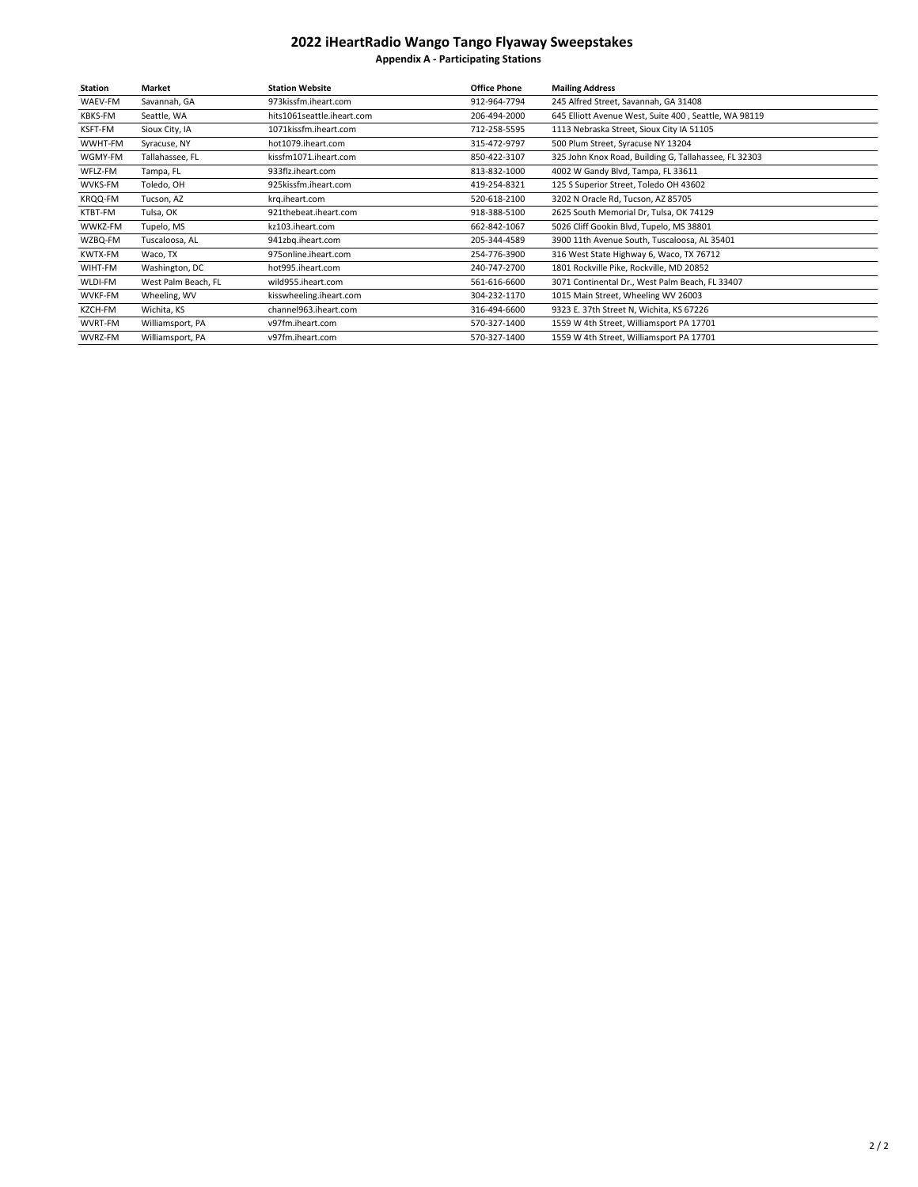# 2022 iHeartRadio Wango Tango Flyaway Sweepstakes

**Appendix A - Participating Stations**

| Station | Market | Station Website | Office Phone | Mailing Address |
|---|---|---|---|---|
| WAEV-FM | Savannah, GA | 973kissfm.iheart.com | 912-964-7794 | 245 Alfred Street, Savannah, GA 31408 |
| KBKS-FM | Seattle, WA | hits1061seattle.iheart.com | 206-494-2000 | 645 Elliott Avenue West, Suite 400 , Seattle, WA 98119 |
| KSFT-FM | Sioux City, IA | 1071kissfm.iheart.com | 712-258-5595 | 1113 Nebraska Street, Sioux City IA 51105 |
| WWHT-FM | Syracuse, NY | hot1079.iheart.com | 315-472-9797 | 500 Plum Street, Syracuse NY 13204 |
| WGMY-FM | Tallahassee, FL | kissfm1071.iheart.com | 850-422-3107 | 325 John Knox Road, Building G, Tallahassee, FL 32303 |
| WFLZ-FM | Tampa, FL | 933flz.iheart.com | 813-832-1000 | 4002 W Gandy Blvd, Tampa, FL 33611 |
| WVKS-FM | Toledo, OH | 925kissfm.iheart.com | 419-254-8321 | 125 S Superior Street, Toledo OH 43602 |
| KRQQ-FM | Tucson, AZ | krq.iheart.com | 520-618-2100 | 3202 N Oracle Rd, Tucson, AZ 85705 |
| KTBT-FM | Tulsa, OK | 921thebeat.iheart.com | 918-388-5100 | 2625 South Memorial Dr, Tulsa, OK 74129 |
| WWKZ-FM | Tupelo, MS | kz103.iheart.com | 662-842-1067 | 5026 Cliff Gookin Blvd, Tupelo, MS 38801 |
| WZBQ-FM | Tuscaloosa, AL | 941zbq.iheart.com | 205-344-4589 | 3900 11th Avenue South, Tuscaloosa, AL 35401 |
| KWTX-FM | Waco, TX | 975online.iheart.com | 254-776-3900 | 316 West State Highway 6, Waco, TX 76712 |
| WIHT-FM | Washington, DC | hot995.iheart.com | 240-747-2700 | 1801 Rockville Pike, Rockville, MD 20852 |
| WLDI-FM | West Palm Beach, FL | wild955.iheart.com | 561-616-6600 | 3071 Continental Dr., West Palm Beach, FL 33407 |
| WVKF-FM | Wheeling, WV | kisswheeling.iheart.com | 304-232-1170 | 1015 Main Street, Wheeling WV 26003 |
| KZCH-FM | Wichita, KS | channel963.iheart.com | 316-494-6600 | 9323 E. 37th Street N, Wichita, KS 67226 |
| WVRT-FM | Williamsport, PA | v97fm.iheart.com | 570-327-1400 | 1559 W 4th Street, Williamsport PA 17701 |
| WVRZ-FM | Williamsport, PA | v97fm.iheart.com | 570-327-1400 | 1559 W 4th Street, Williamsport PA 17701 |